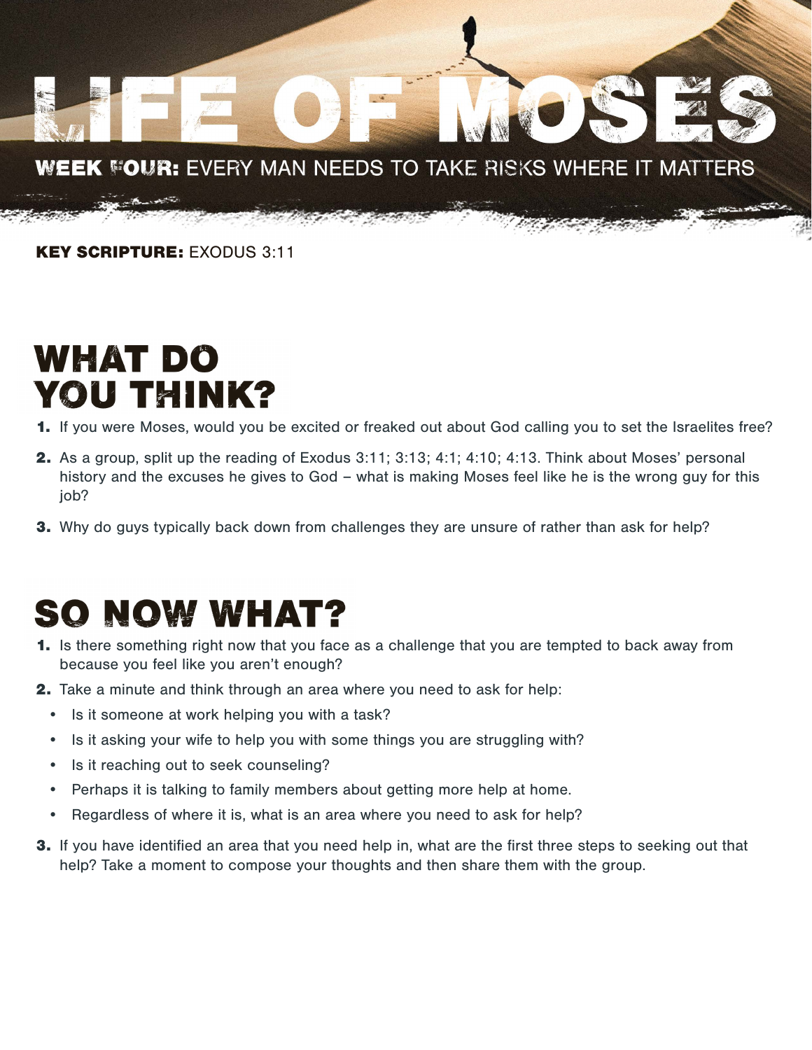# LIFE OF MOSES

## WEEK FOUR: EVERY MAN NEEDS TO TAKE RISKS WHERE IT MATTERS

**KEY SCRIPTURE:** EXODUS 3:11

## WHAT DO YOU THINK?

1. If you were Moses, would you be excited or freaked out about God calling you to set the Israelites free?
2. As a group, split up the reading of Exodus 3:11; 3:13; 4:1; 4:10; 4:13. Think about Moses' personal history and the excuses he gives to God – what is making Moses feel like he is the wrong guy for this job?
3. Why do guys typically back down from challenges they are unsure of rather than ask for help?

## SO NOW WHAT?

1. Is there something right now that you face as a challenge that you are tempted to back away from because you feel like you aren't enough?
2. Take a minute and think through an area where you need to ask for help:
   - Is it someone at work helping you with a task?
   - Is it asking your wife to help you with some things you are struggling with?
   - Is it reaching out to seek counseling?
   - Perhaps it is talking to family members about getting more help at home.
   - Regardless of where it is, what is an area where you need to ask for help?
3. If you have identified an area that you need help in, what are the first three steps to seeking out that help? Take a moment to compose your thoughts and then share them with the group.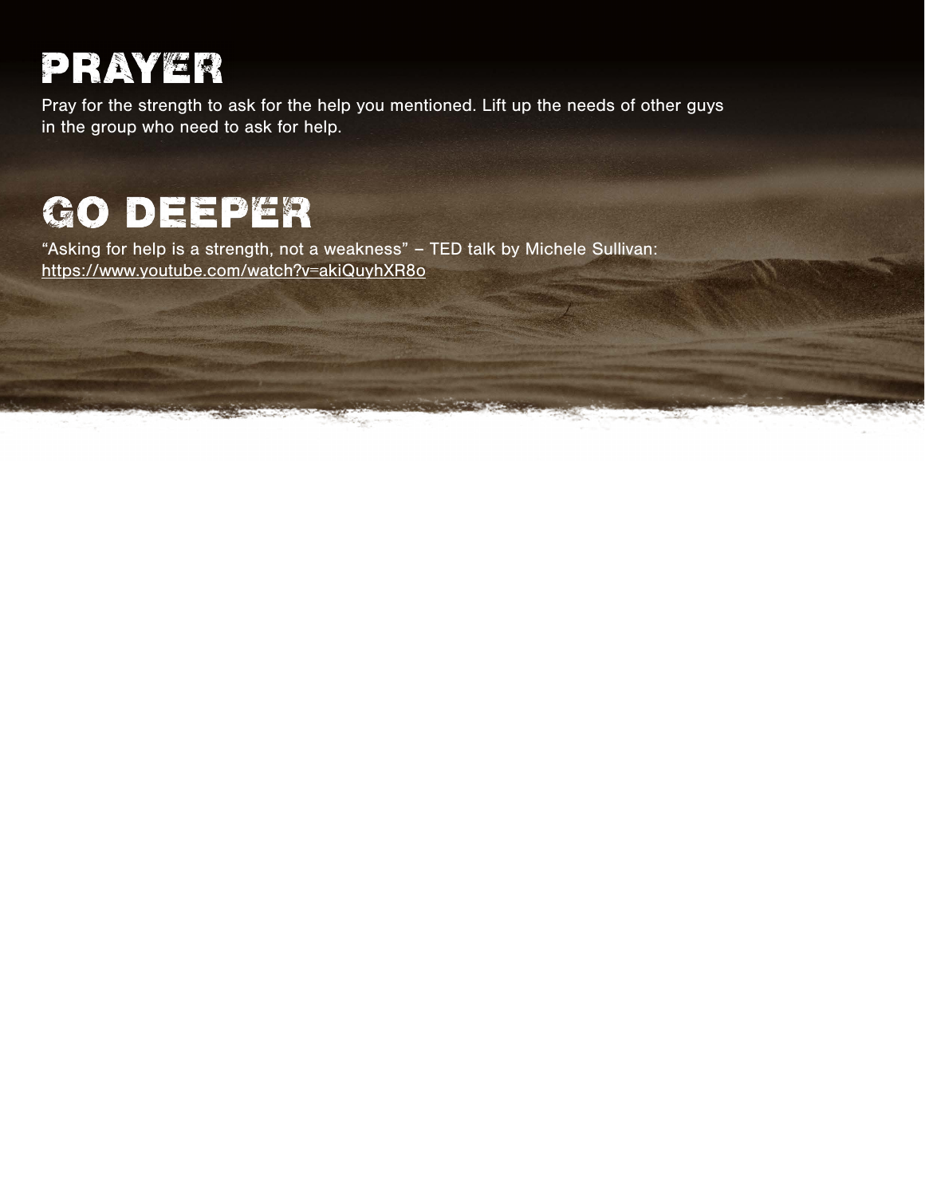# PRAYER

Pray for the strength to ask for the help you mentioned. Lift up the needs of other guys in the group who need to ask for help.

# GO DEEPER

"Asking for help is a strength, not a weakness" – TED talk by Michele Sullivan: https://www.youtube.com/watch?v=akiQuyhXR8o